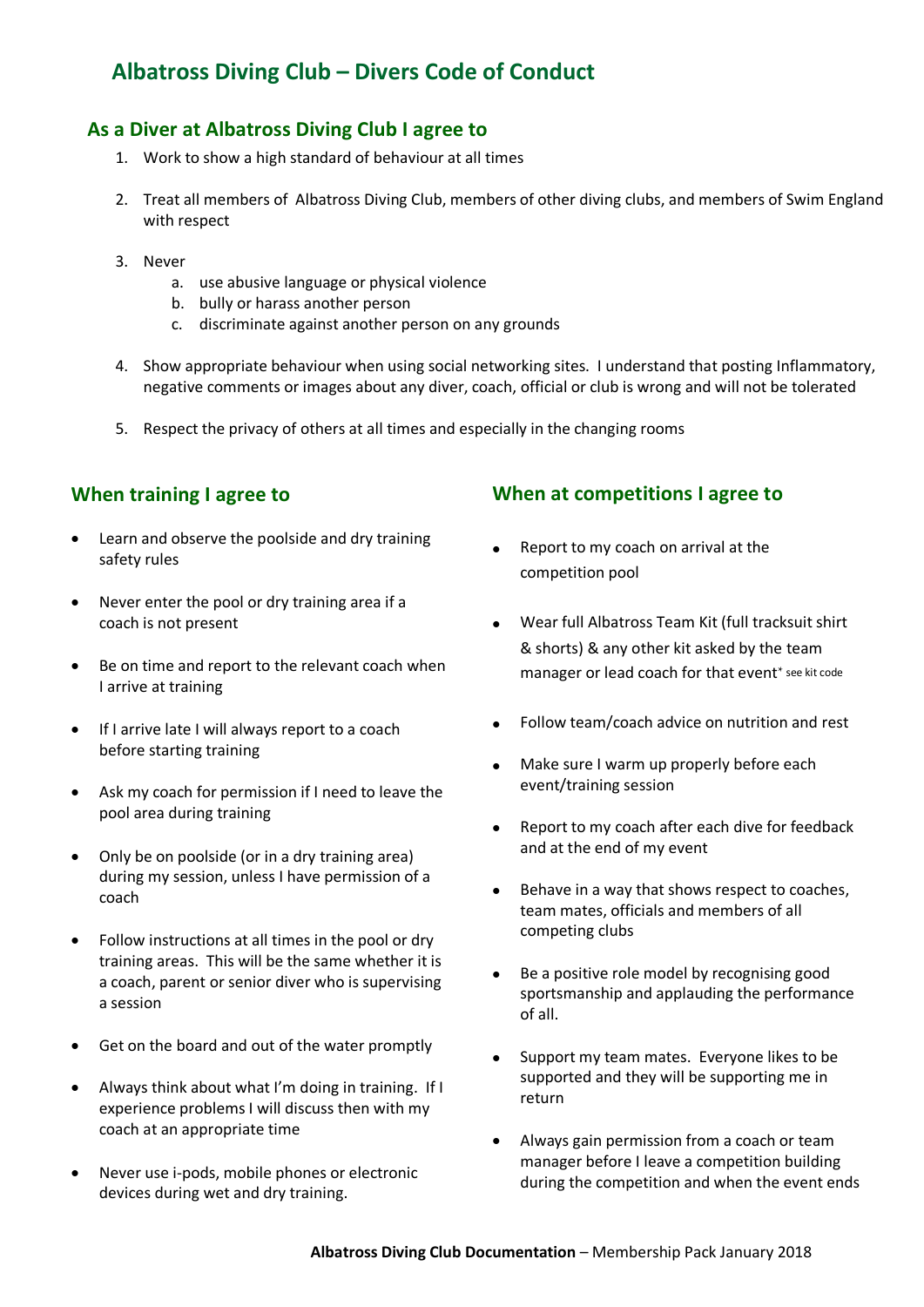# Albatross Diving Club – Divers Code of Conduct

## As a Diver at Albatross Diving Club I agree to

1. Work to show a high standard of behaviour at all times
2. Treat all members of Albatross Diving Club, members of other diving clubs, and members of Swim England with respect
3. Never
   a. use abusive language or physical violence
   b. bully or harass another person
   c. discriminate against another person on any grounds
4. Show appropriate behaviour when using social networking sites. I understand that posting Inflammatory, negative comments or images about any diver, coach, official or club is wrong and will not be tolerated
5. Respect the privacy of others at all times and especially in the changing rooms

## When training I agree to

- Learn and observe the poolside and dry training safety rules
- Never enter the pool or dry training area if a coach is not present
- Be on time and report to the relevant coach when I arrive at training
- If I arrive late I will always report to a coach before starting training
- Ask my coach for permission if I need to leave the pool area during training
- Only be on poolside (or in a dry training area) during my session, unless I have permission of a coach
- Follow instructions at all times in the pool or dry training areas. This will be the same whether it is a coach, parent or senior diver who is supervising a session
- Get on the board and out of the water promptly
- Always think about what I'm doing in training. If I experience problems I will discuss then with my coach at an appropriate time
- Never use i-pods, mobile phones or electronic devices during wet and dry training.

## When at competitions I agree to

- Report to my coach on arrival at the competition pool
- Wear full Albatross Team Kit (full tracksuit shirt & shorts) & any other kit asked by the team manager or lead coach for that event* see kit code
- Follow team/coach advice on nutrition and rest
- Make sure I warm up properly before each event/training session
- Report to my coach after each dive for feedback and at the end of my event
- Behave in a way that shows respect to coaches, team mates, officials and members of all competing clubs
- Be a positive role model by recognising good sportsmanship and applauding the performance of all.
- Support my team mates. Everyone likes to be supported and they will be supporting me in return
- Always gain permission from a coach or team manager before I leave a competition building during the competition and when the event ends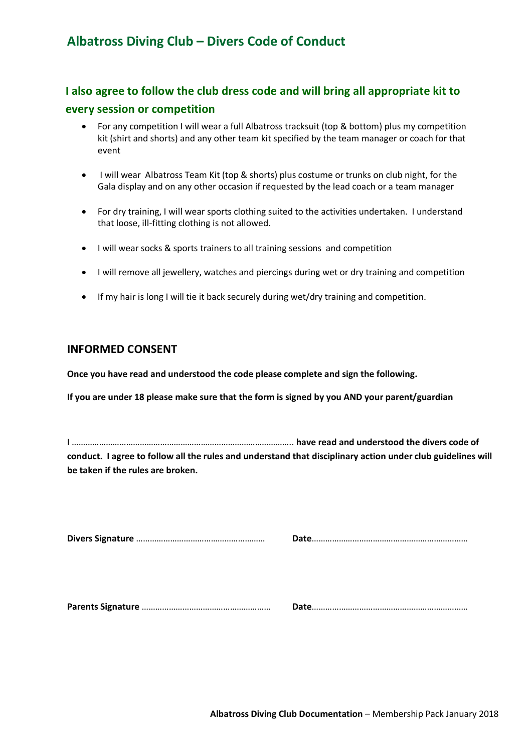## Albatross Diving Club – Divers Code of Conduct

### I also agree to follow the club dress code and will bring all appropriate kit to every session or competition

- For any competition I will wear a full Albatross tracksuit (top & bottom) plus my competition kit (shirt and shorts) and any other team kit specified by the team manager or coach for that event
- I will wear Albatross Team Kit (top & shorts) plus costume or trunks on club night, for the Gala display and on any other occasion if requested by the lead coach or a team manager
- For dry training, I will wear sports clothing suited to the activities undertaken. I understand that loose, ill-fitting clothing is not allowed.
- I will wear socks & sports trainers to all training sessions and competition
- I will remove all jewellery, watches and piercings during wet or dry training and competition
- If my hair is long I will tie it back securely during wet/dry training and competition.

### INFORMED CONSENT

**Once you have read and understood the code please complete and sign the following.**

**If you are under 18 please make sure that the form is signed by you AND your parent/guardian**

I ………………………………………………………………………………….. **have read and understood the divers code of conduct. I agree to follow all the rules and understand that disciplinary action under club guidelines will be taken if the rules are broken.**

**Divers Signature** …………………………………………………  **Date**……………………………………………………………

**Parents Signature** …………………………………………………  **Date**……………………………………………………………

**Albatross Diving Club Documentation** – Membership Pack January 2018